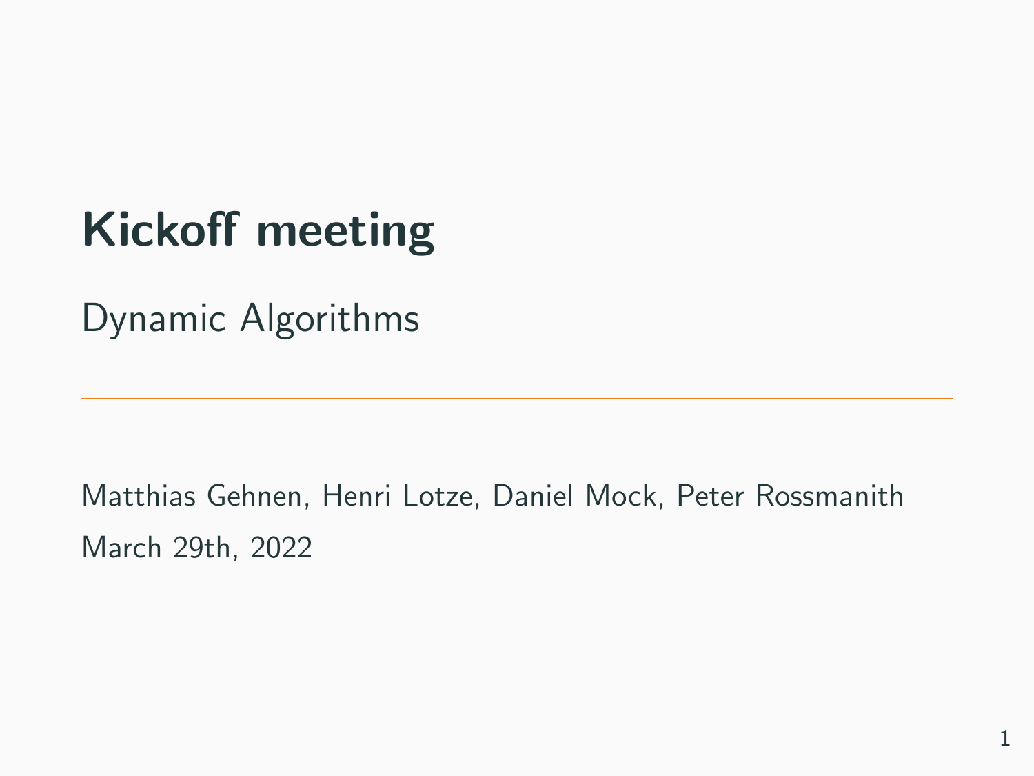# Kickoff meeting

Dynamic Algorithms

---

Matthias Gehnen, Henri Lotze, Daniel Mock, Peter Rossmanith

March 29th, 2022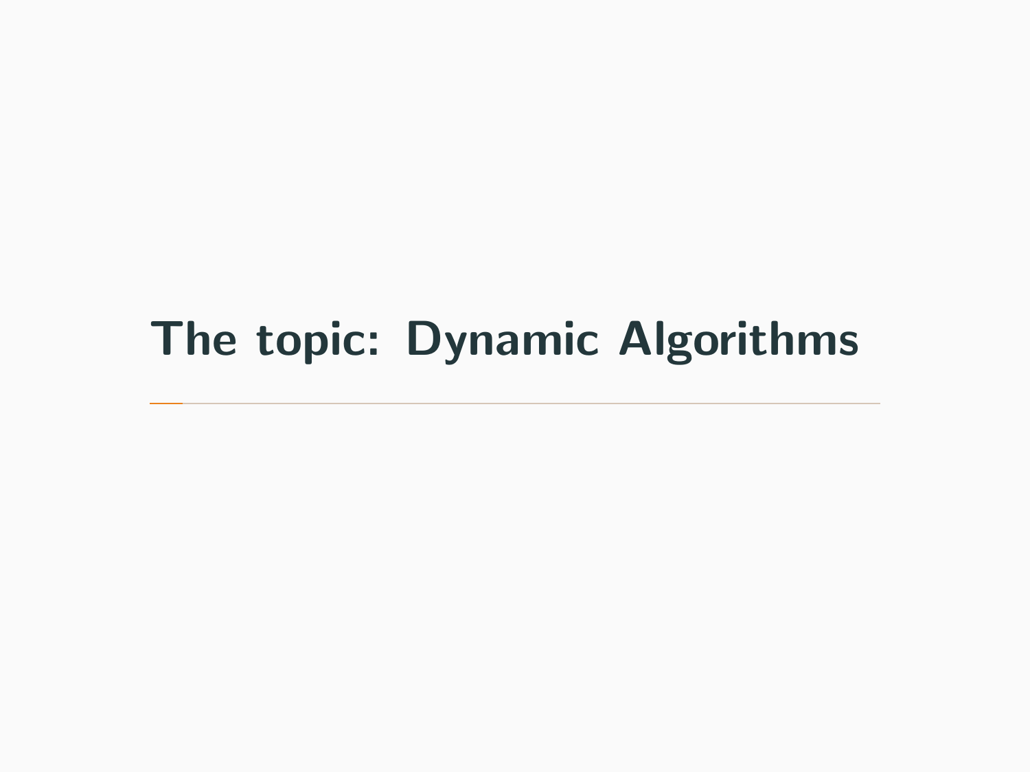# The topic: Dynamic Algorithms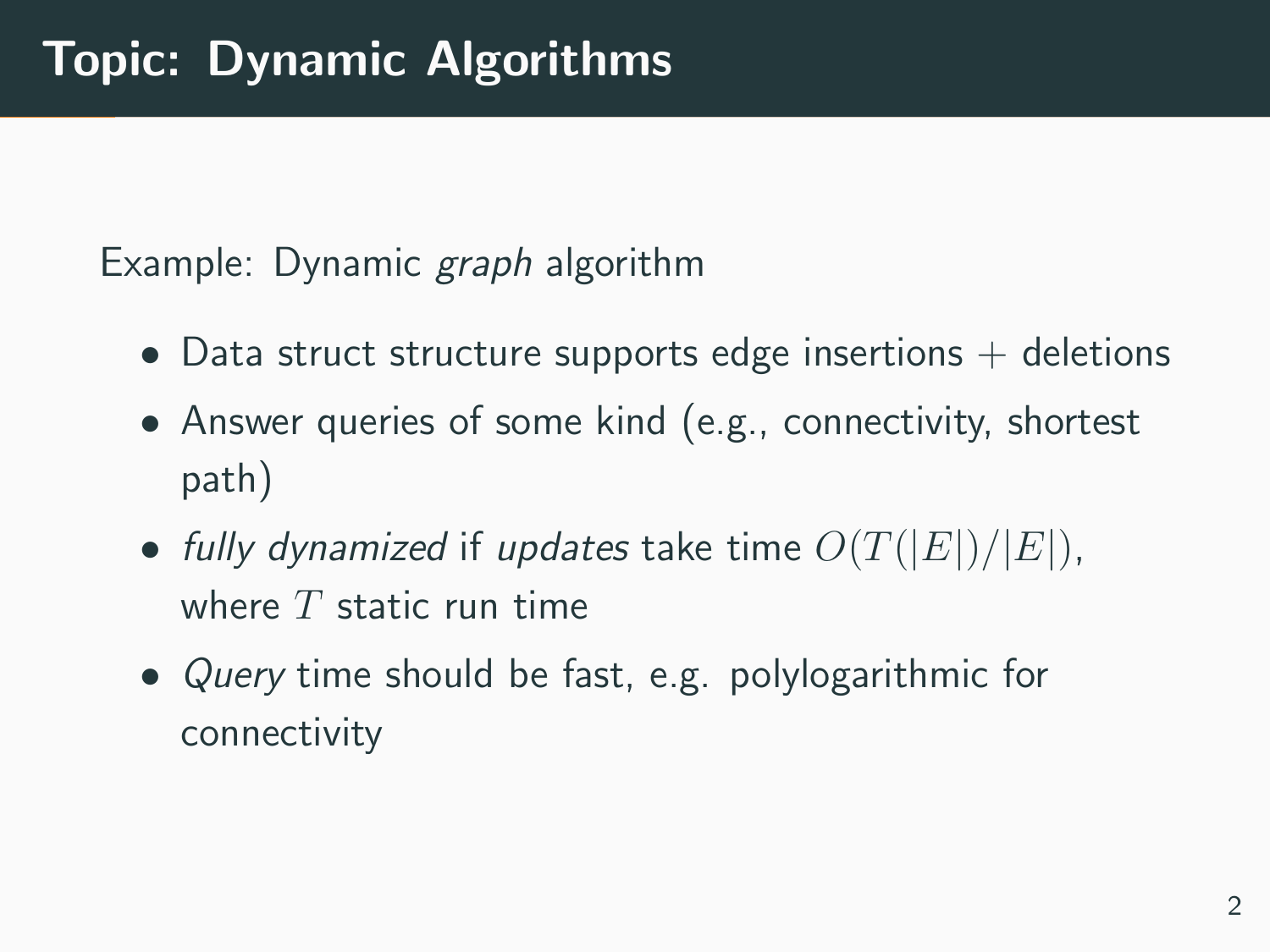# Topic: Dynamic Algorithms

Example: Dynamic *graph* algorithm

- Data struct structure supports edge insertions + deletions
- Answer queries of some kind (e.g., connectivity, shortest path)
- *fully dynamized* if *updates* take time $O(T(|E|)/|E|)$, where $T$ static run time
- *Query* time should be fast, e.g. polylogarithmic for connectivity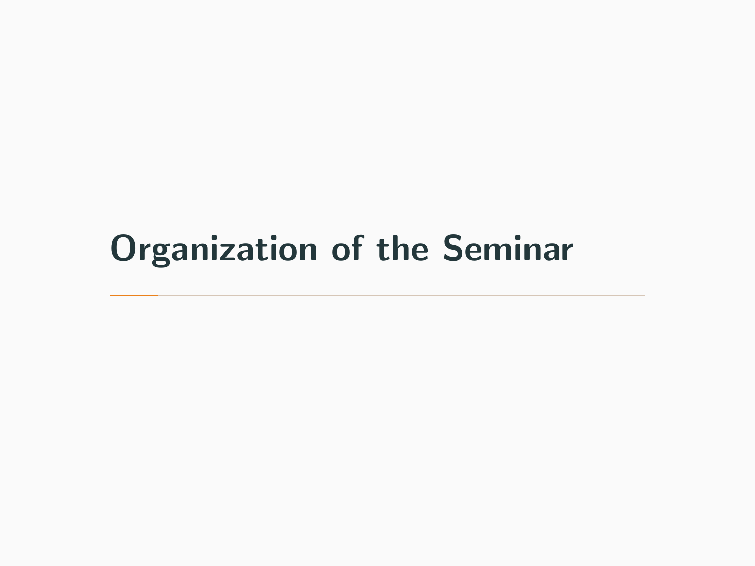# Organization of the Seminar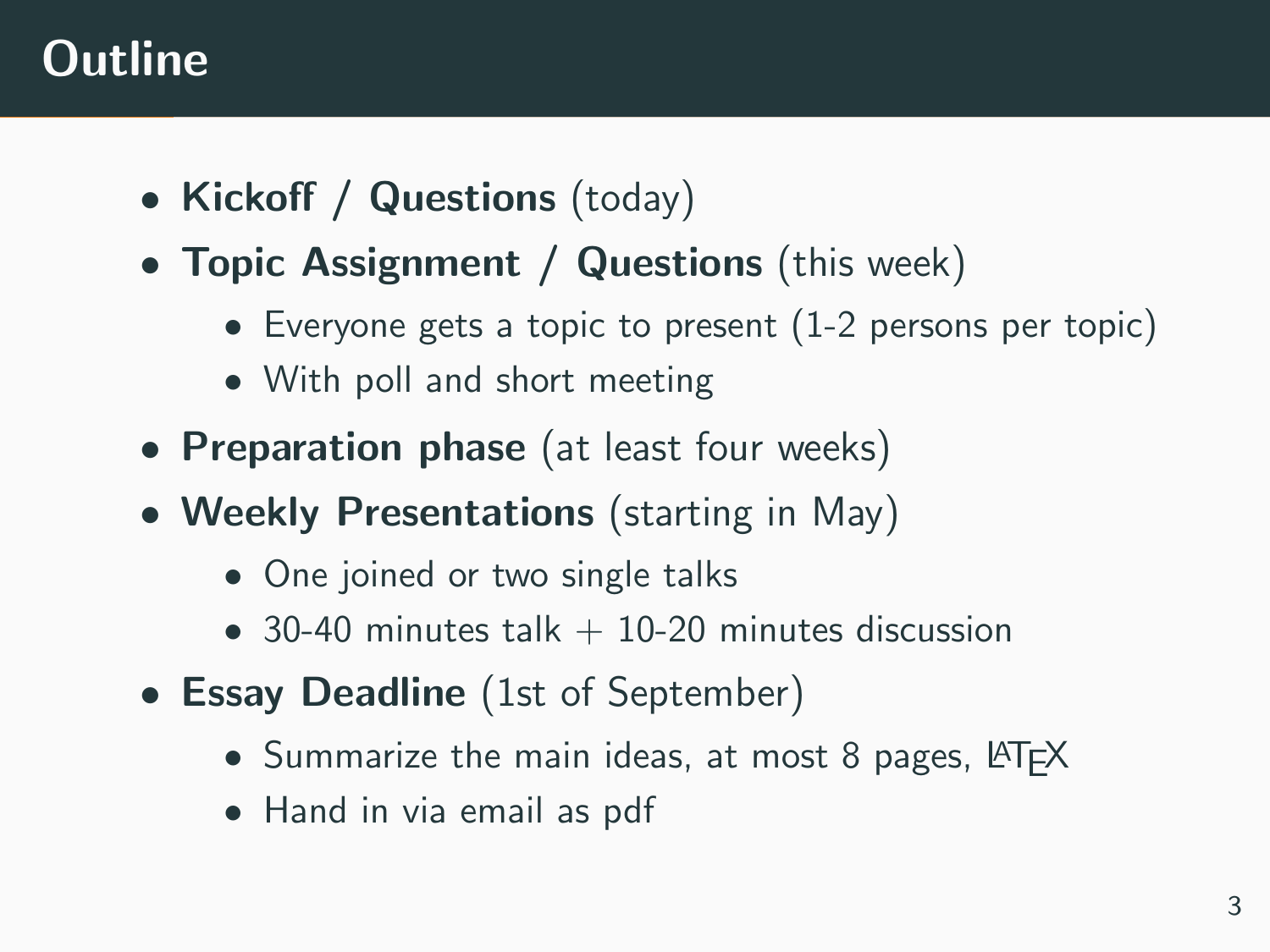# Outline

- **Kickoff / Questions** (today)
- **Topic Assignment / Questions** (this week)
  - Everyone gets a topic to present (1-2 persons per topic)
  - With poll and short meeting
- **Preparation phase** (at least four weeks)
- **Weekly Presentations** (starting in May)
  - One joined or two single talks
  - 30-40 minutes talk + 10-20 minutes discussion
- **Essay Deadline** (1st of September)
  - Summarize the main ideas, at most 8 pages, LaTeX
  - Hand in via email as pdf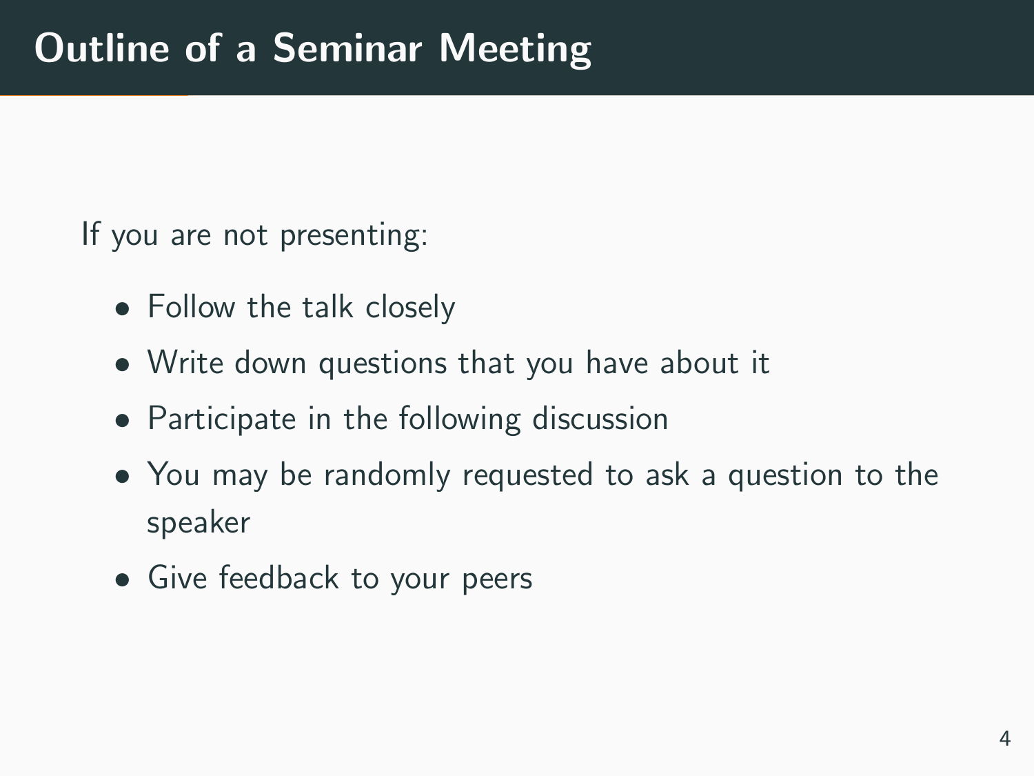# Outline of a Seminar Meeting

If you are not presenting:

- Follow the talk closely
- Write down questions that you have about it
- Participate in the following discussion
- You may be randomly requested to ask a question to the speaker
- Give feedback to your peers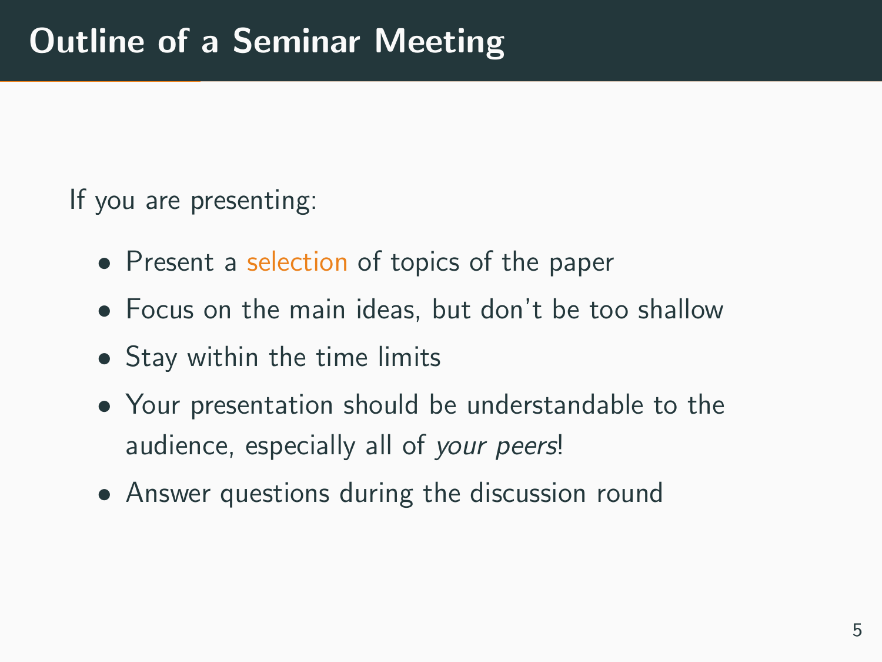# Outline of a Seminar Meeting

If you are presenting:

- Present a selection of topics of the paper
- Focus on the main ideas, but don't be too shallow
- Stay within the time limits
- Your presentation should be understandable to the audience, especially all of *your peers*!
- Answer questions during the discussion round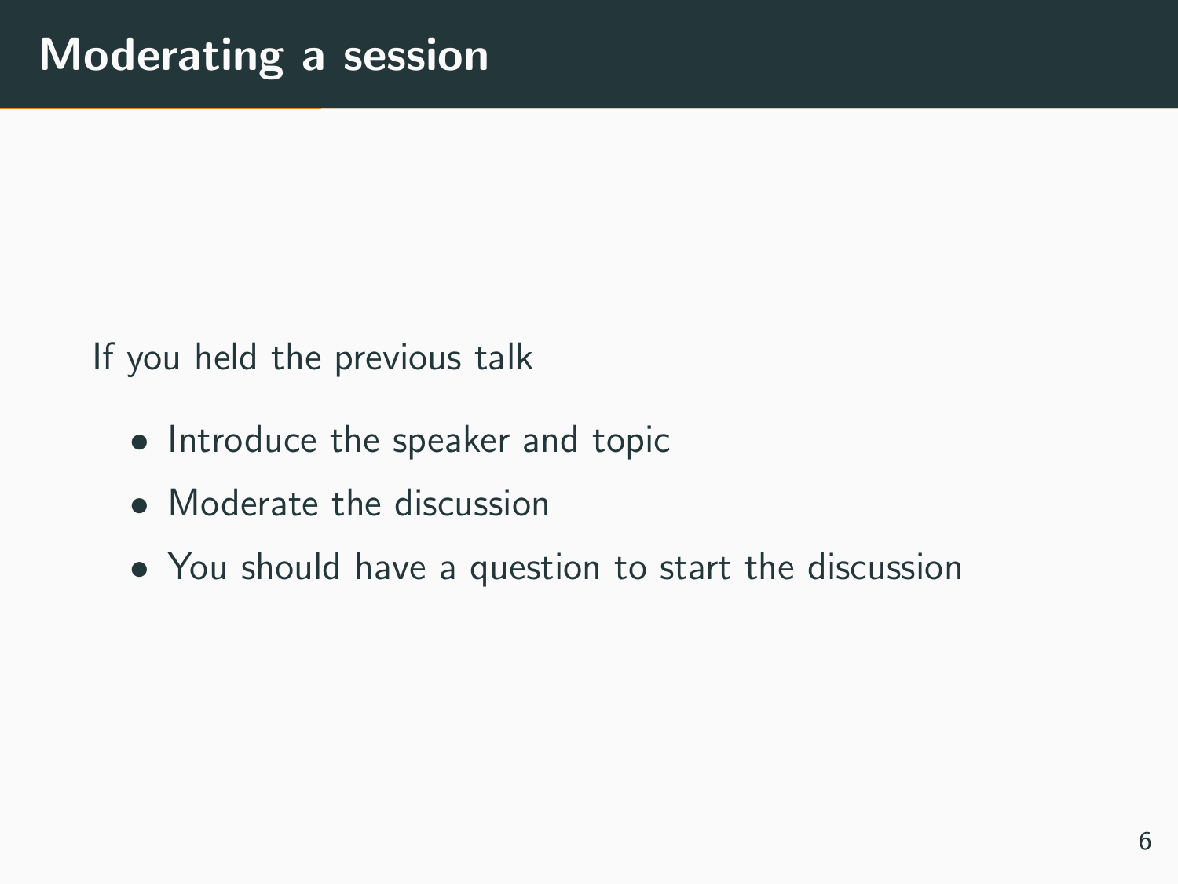# Moderating a session

If you held the previous talk

- Introduce the speaker and topic
- Moderate the discussion
- You should have a question to start the discussion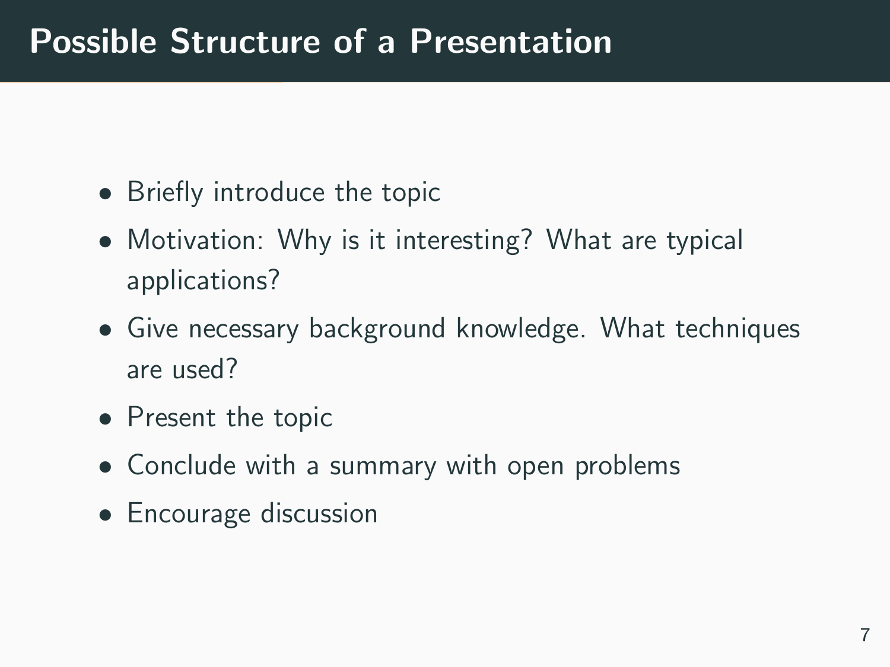# Possible Structure of a Presentation

- Briefly introduce the topic
- Motivation: Why is it interesting? What are typical applications?
- Give necessary background knowledge. What techniques are used?
- Present the topic
- Conclude with a summary with open problems
- Encourage discussion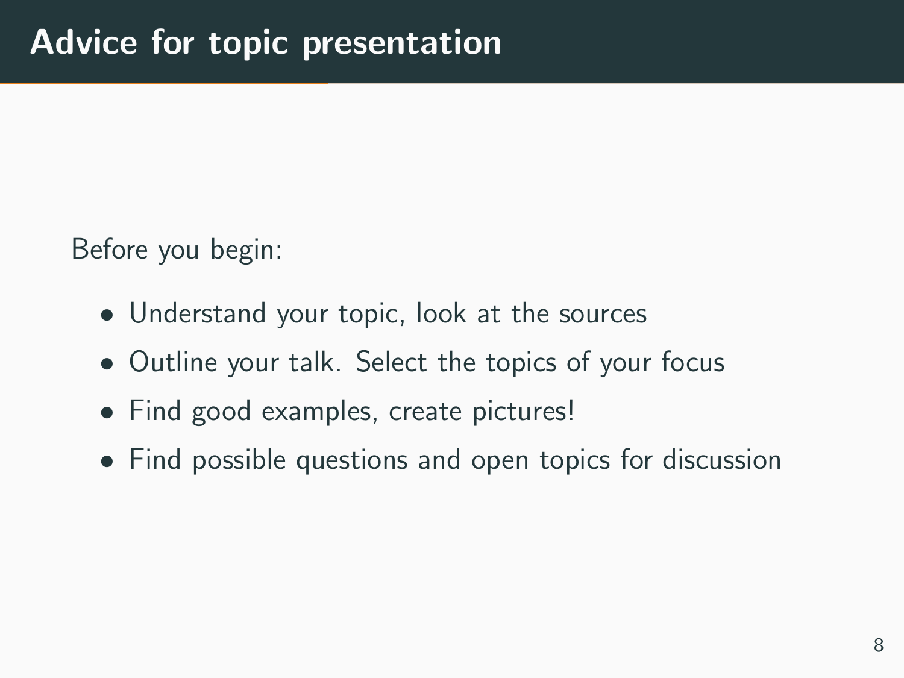# Advice for topic presentation

Before you begin:

- Understand your topic, look at the sources
- Outline your talk. Select the topics of your focus
- Find good examples, create pictures!
- Find possible questions and open topics for discussion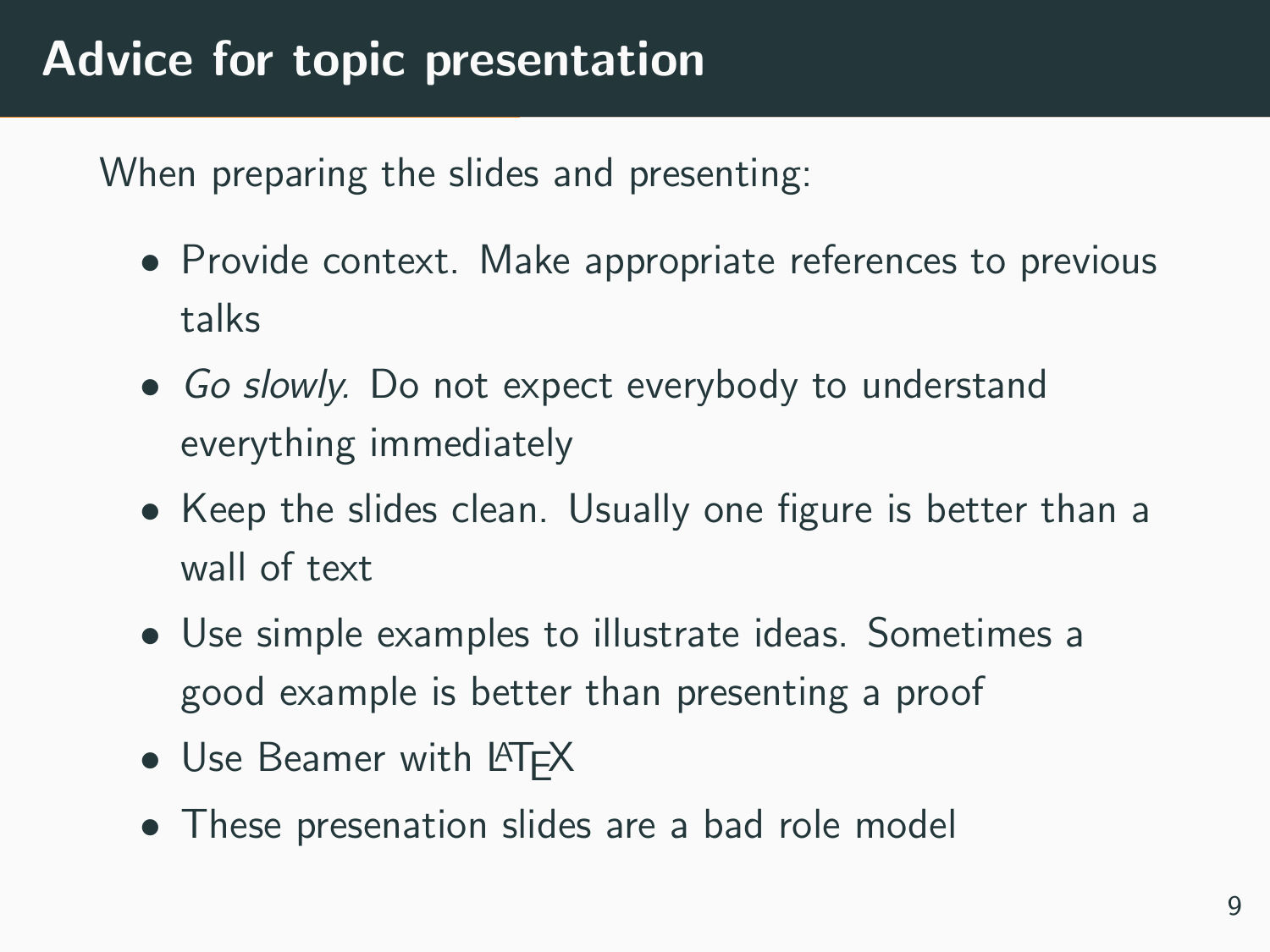# Advice for topic presentation

When preparing the slides and presenting:

- Provide context. Make appropriate references to previous talks
- *Go slowly.* Do not expect everybody to understand everything immediately
- Keep the slides clean. Usually one figure is better than a wall of text
- Use simple examples to illustrate ideas. Sometimes a good example is better than presenting a proof
- Use Beamer with LaTeX
- These presenation slides are a bad role model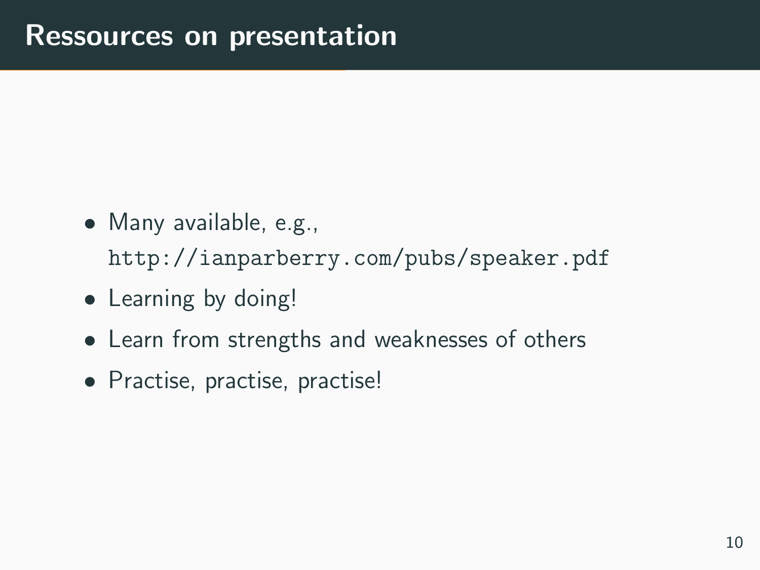# Ressources on presentation

- Many available, e.g., `http://ianparberry.com/pubs/speaker.pdf`
- Learning by doing!
- Learn from strengths and weaknesses of others
- Practise, practise, practise!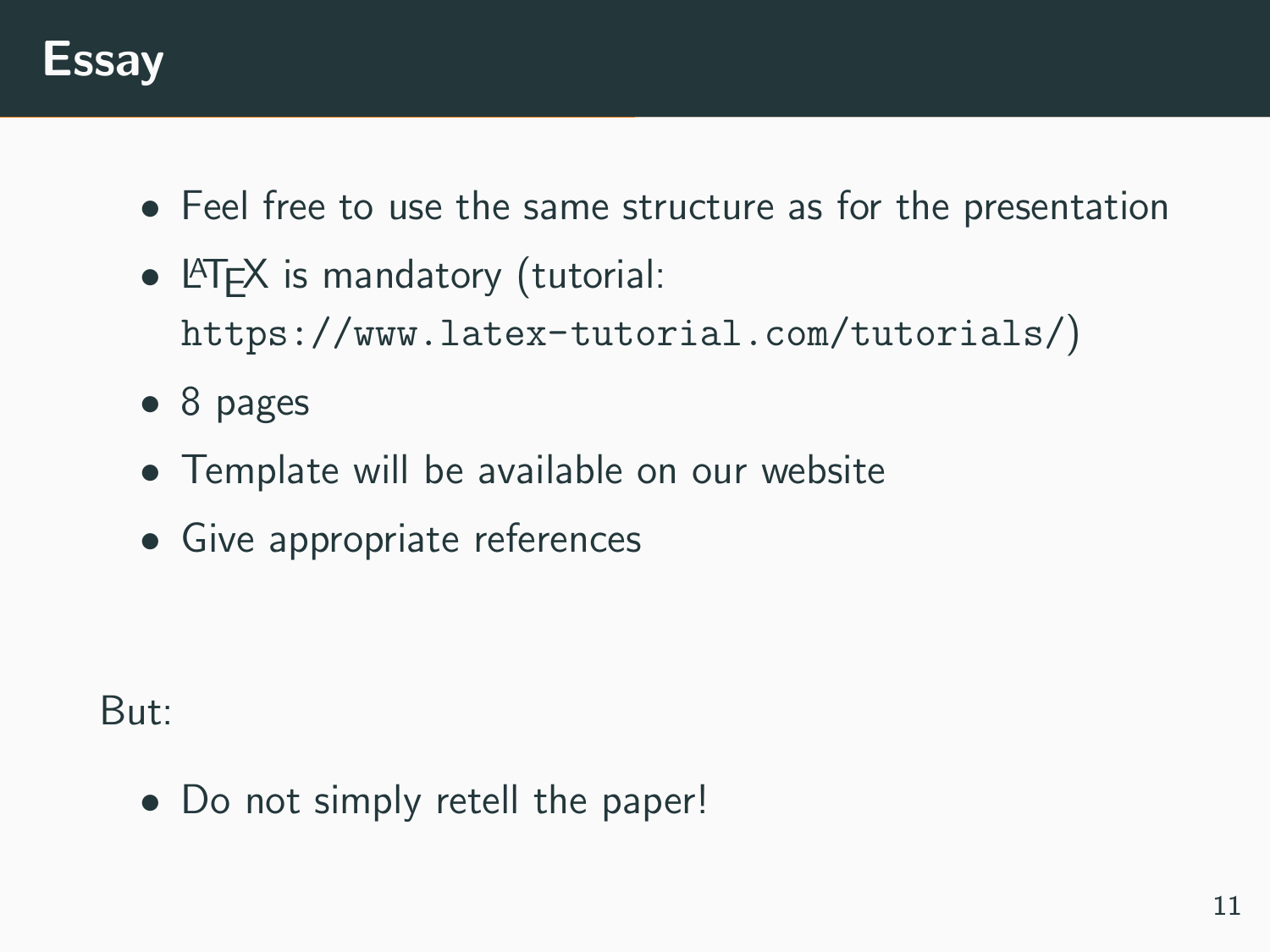# Essay

- Feel free to use the same structure as for the presentation
- LaTeX is mandatory (tutorial: `https://www.latex-tutorial.com/tutorials/`)
- 8 pages
- Template will be available on our website
- Give appropriate references

But:

- Do not simply retell the paper!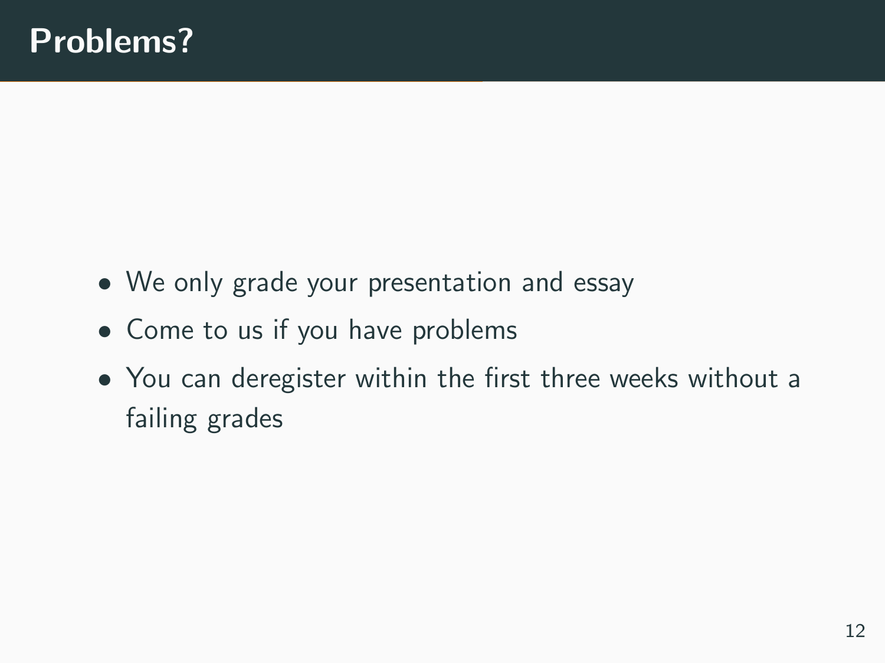# Problems?

- We only grade your presentation and essay
- Come to us if you have problems
- You can deregister within the first three weeks without a failing grades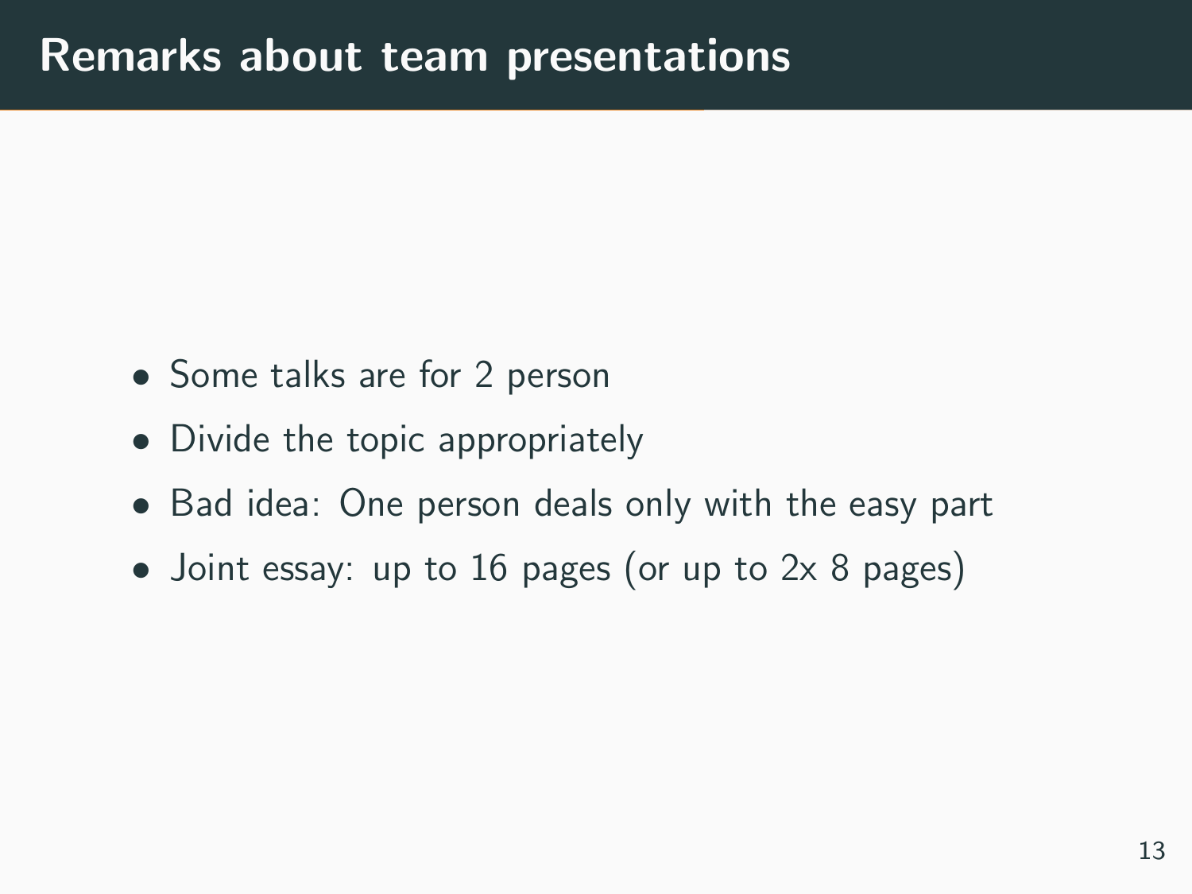# Remarks about team presentations

- Some talks are for 2 person
- Divide the topic appropriately
- Bad idea: One person deals only with the easy part
- Joint essay: up to 16 pages (or up to 2x 8 pages)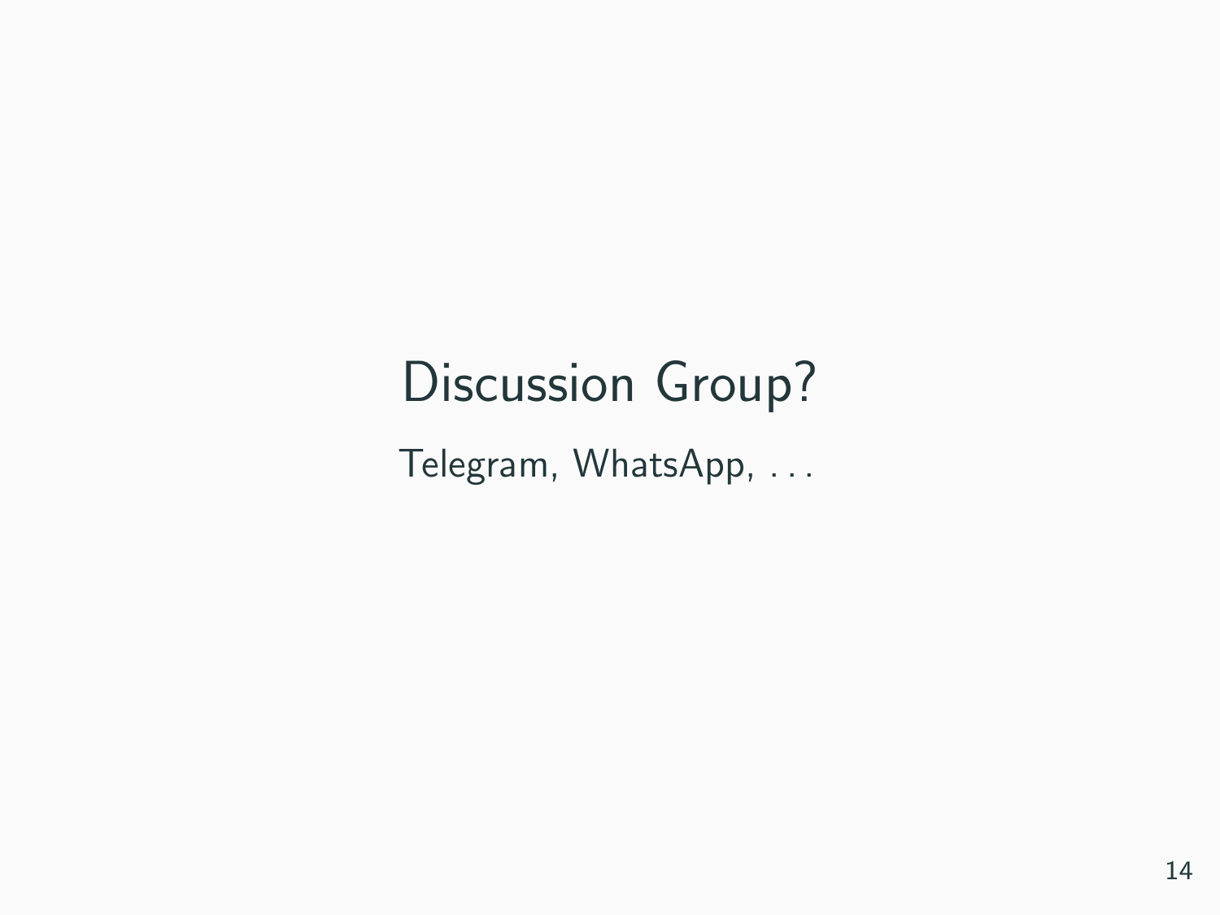# Discussion Group?

Telegram, WhatsApp, ...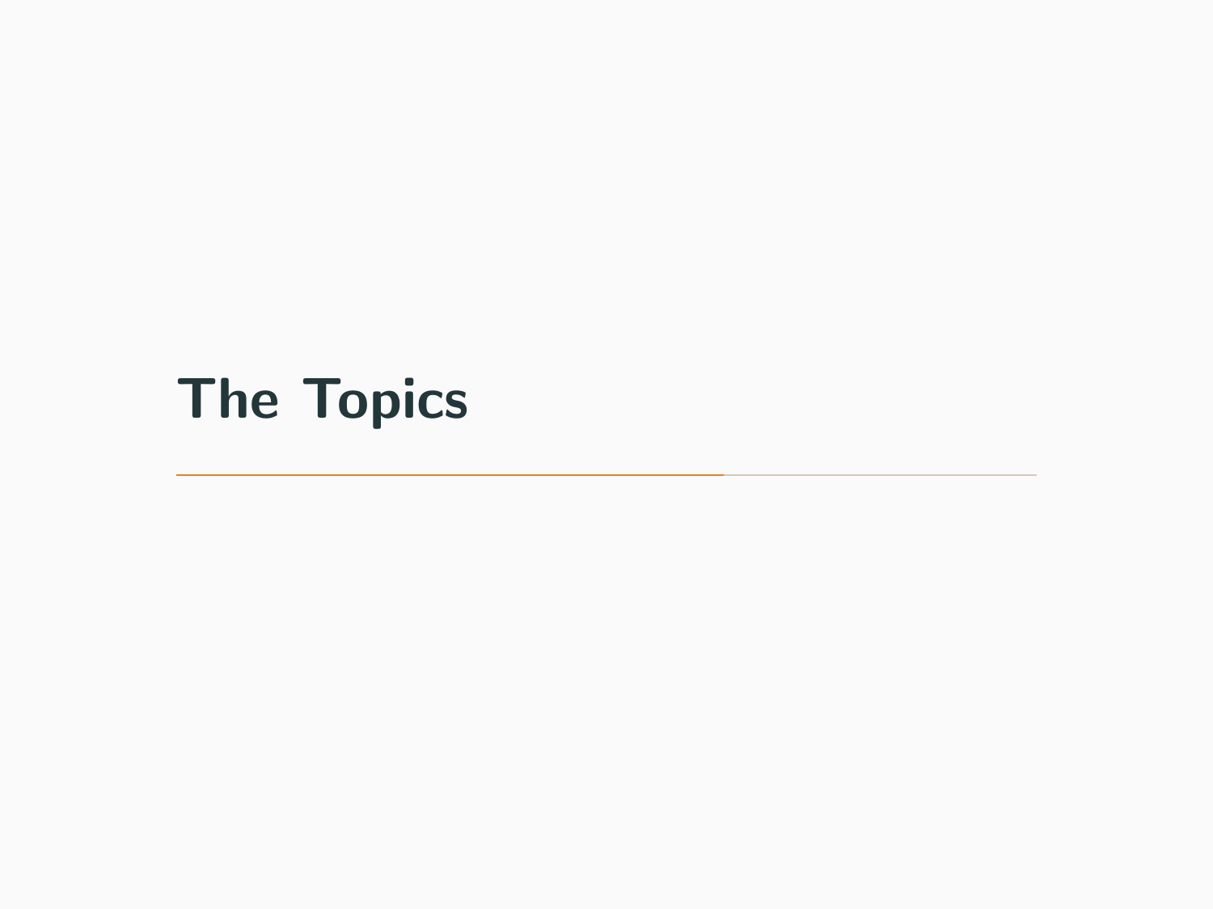# The Topics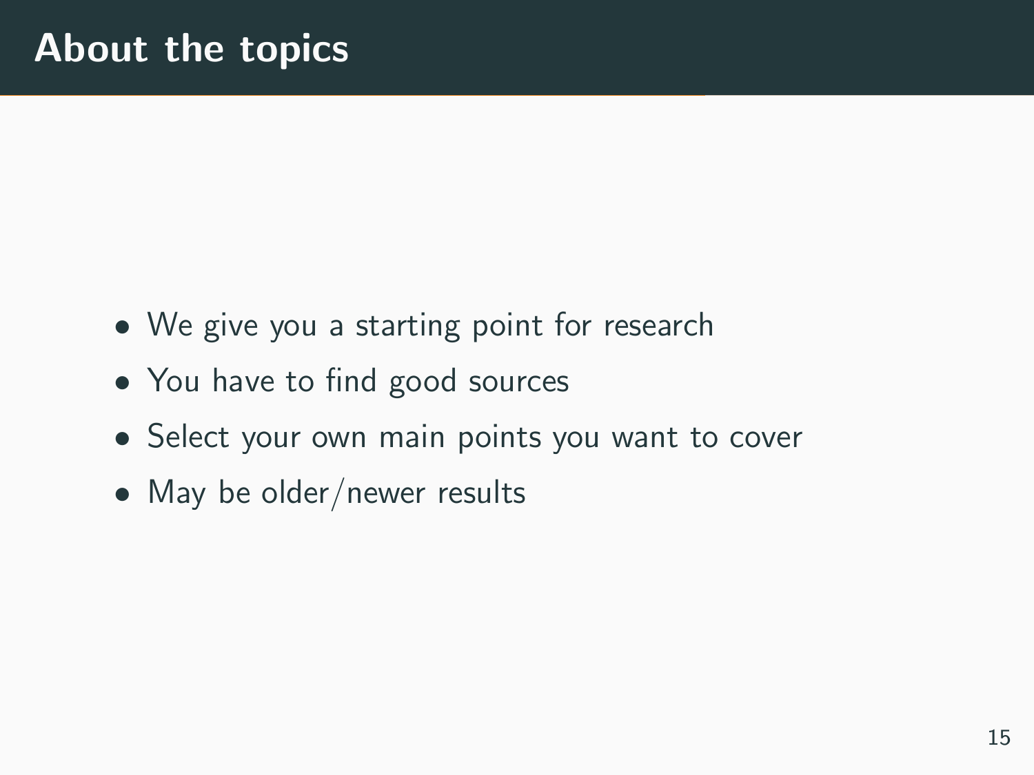# About the topics

- We give you a starting point for research
- You have to find good sources
- Select your own main points you want to cover
- May be older/newer results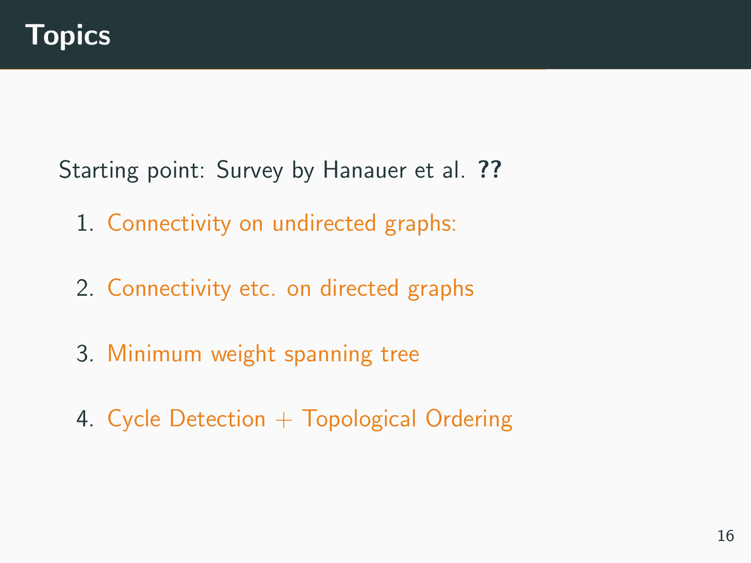# Topics

Starting point: Survey by Hanauer et al. **??**

1. Connectivity on undirected graphs:
2. Connectivity etc. on directed graphs
3. Minimum weight spanning tree
4. Cycle Detection + Topological Ordering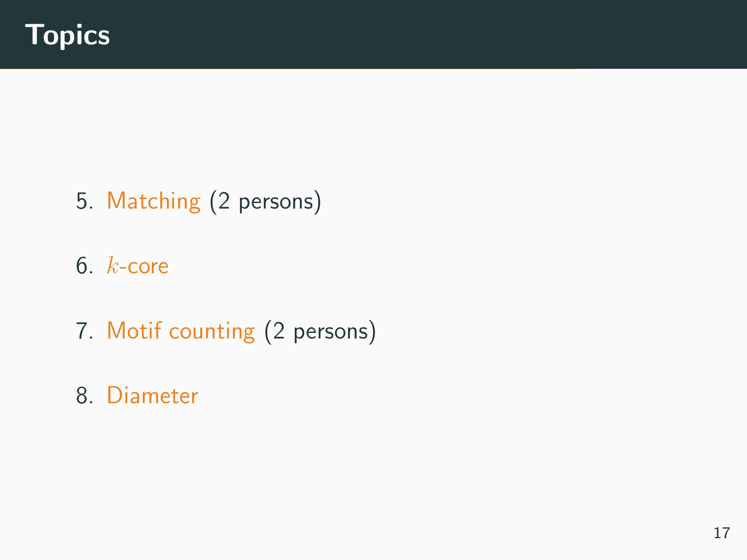# Topics

5. Matching (2 persons)
6. $k$-core
7. Motif counting (2 persons)
8. Diameter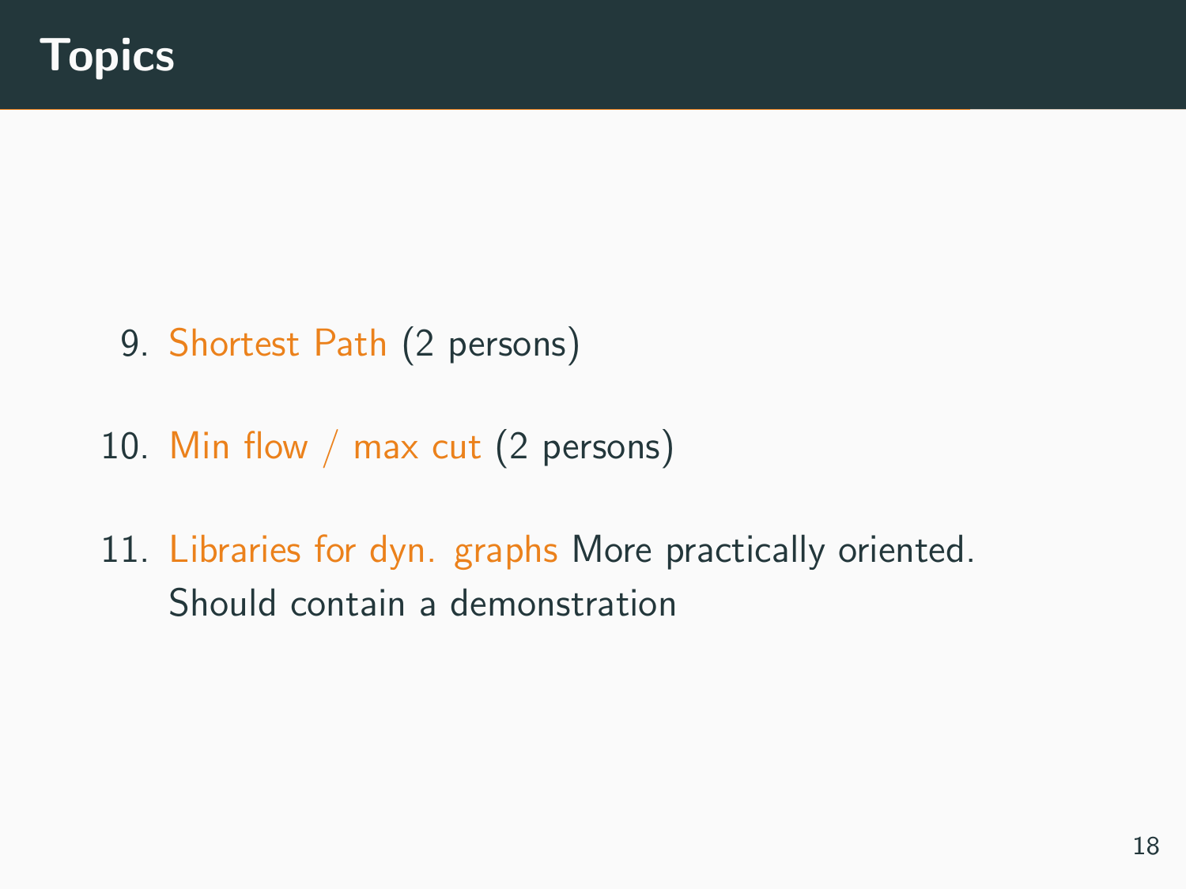# Topics

9. Shortest Path (2 persons)
10. Min flow / max cut (2 persons)
11. Libraries for dyn. graphs More practically oriented. Should contain a demonstration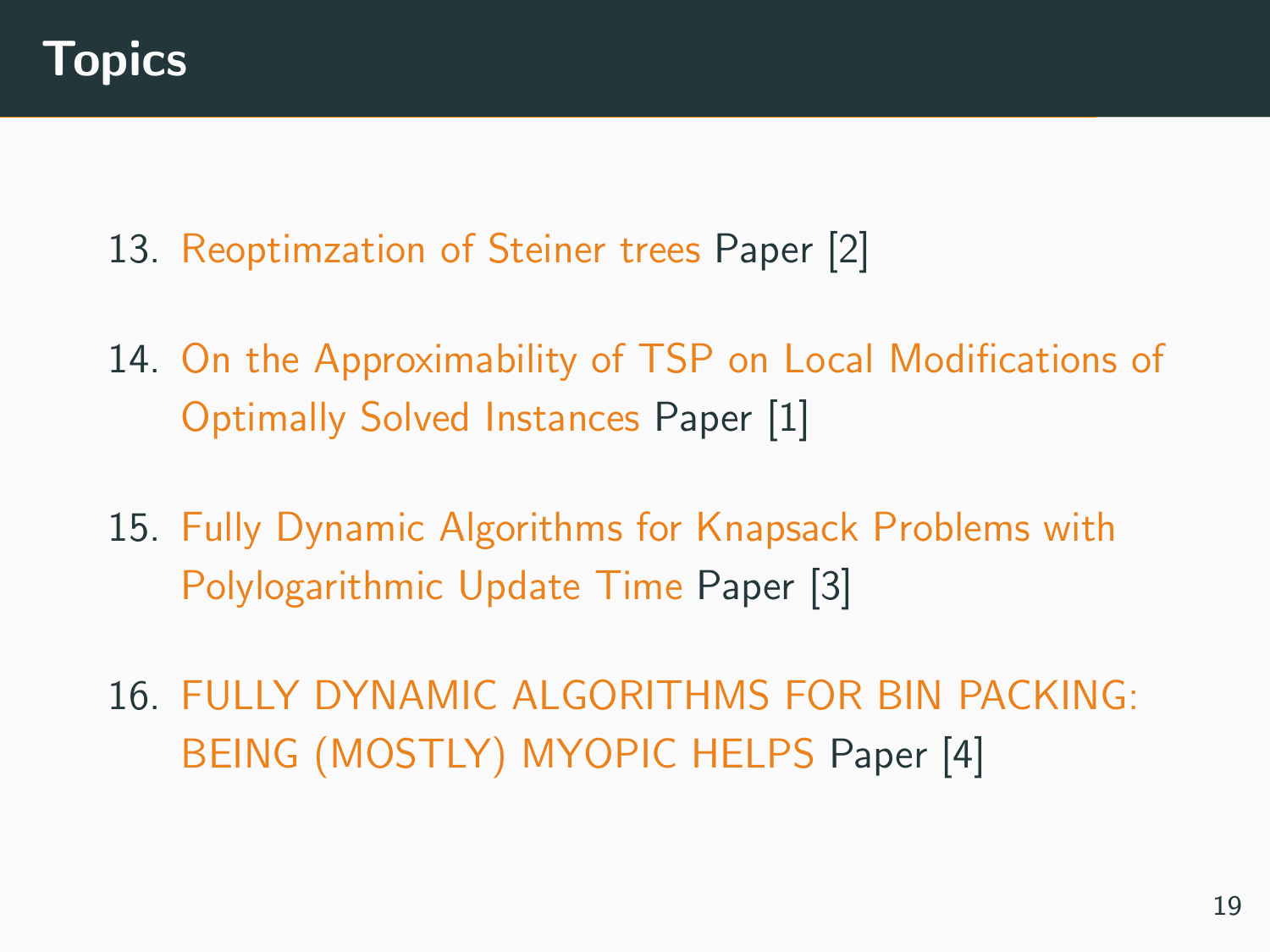# Topics

13. Reoptimzation of Steiner trees Paper [2]
14. On the Approximability of TSP on Local Modifications of Optimally Solved Instances Paper [1]
15. Fully Dynamic Algorithms for Knapsack Problems with Polylogarithmic Update Time Paper [3]
16. FULLY DYNAMIC ALGORITHMS FOR BIN PACKING: BEING (MOSTLY) MYOPIC HELPS Paper [4]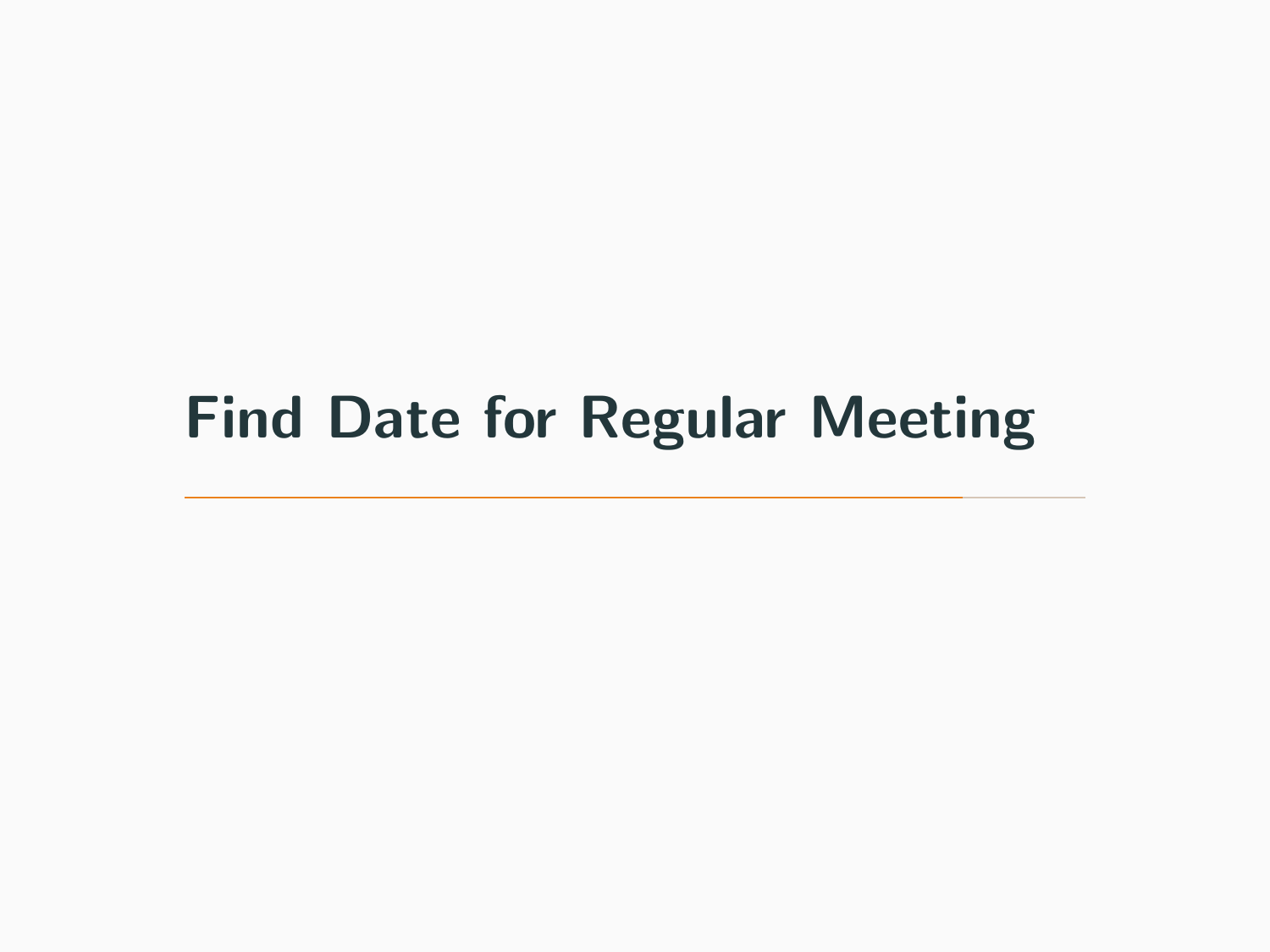# Find Date for Regular Meeting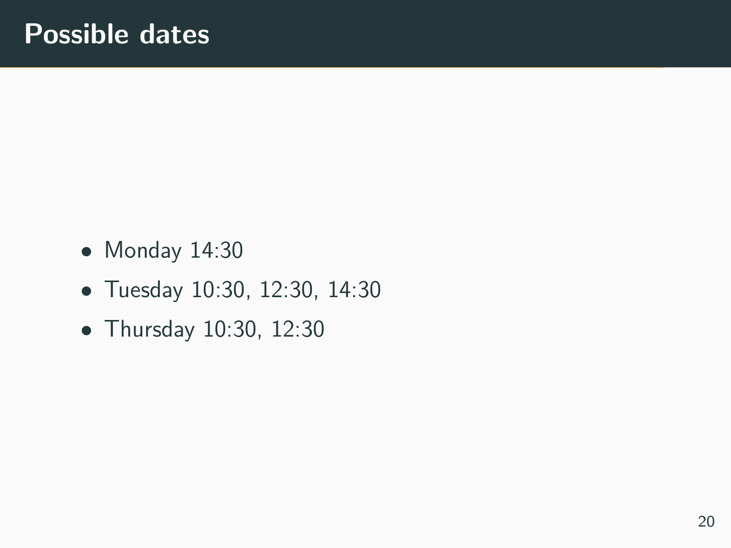# Possible dates

- Monday 14:30
- Tuesday 10:30, 12:30, 14:30
- Thursday 10:30, 12:30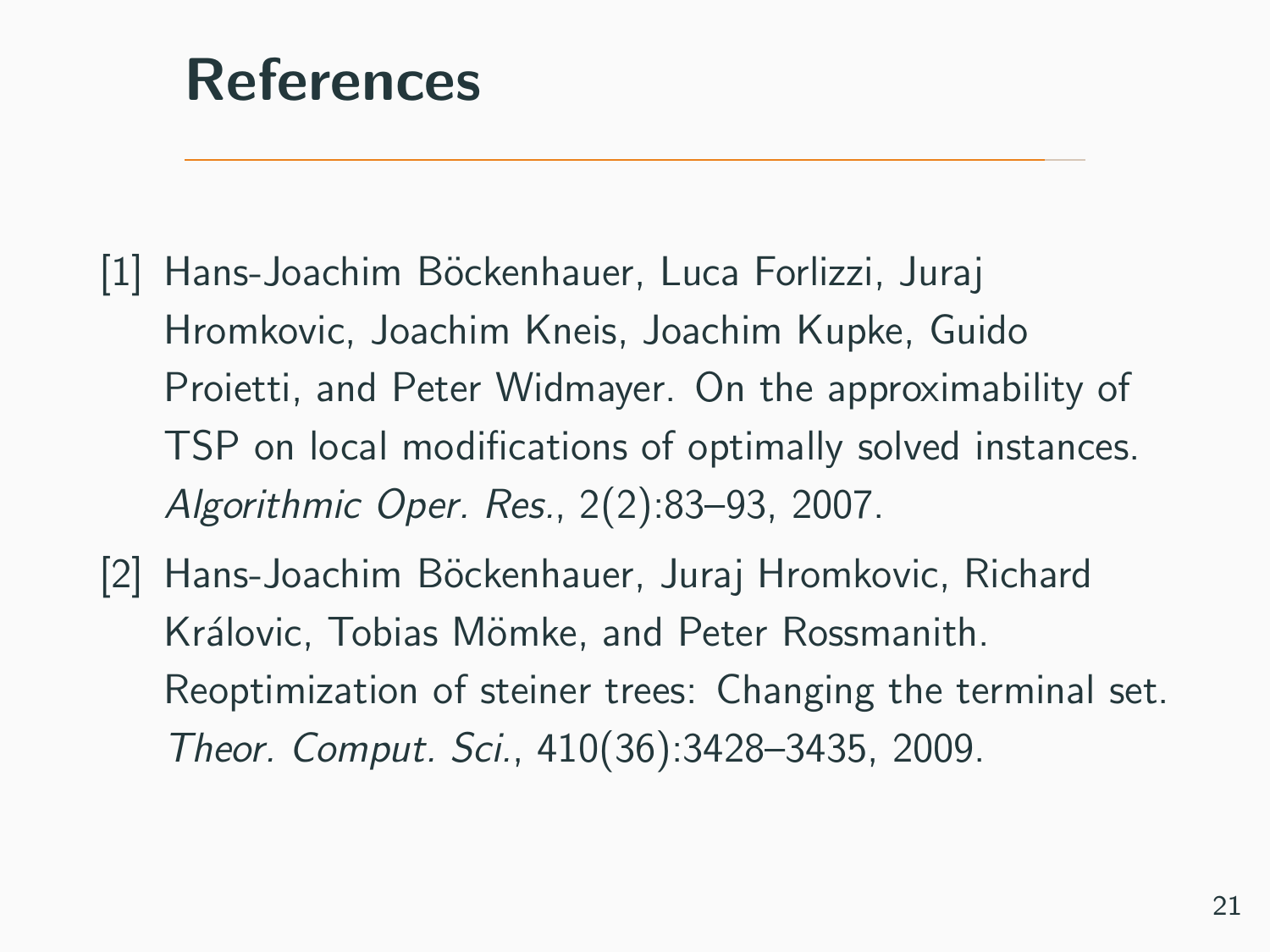# References

[1] Hans-Joachim Böckenhauer, Luca Forlizzi, Juraj Hromkovic, Joachim Kneis, Joachim Kupke, Guido Proietti, and Peter Widmayer. On the approximability of TSP on local modifications of optimally solved instances. *Algorithmic Oper. Res.*, 2(2):83–93, 2007.

[2] Hans-Joachim Böckenhauer, Juraj Hromkovic, Richard Královic, Tobias Mömke, and Peter Rossmanith. Reoptimization of steiner trees: Changing the terminal set. *Theor. Comput. Sci.*, 410(36):3428–3435, 2009.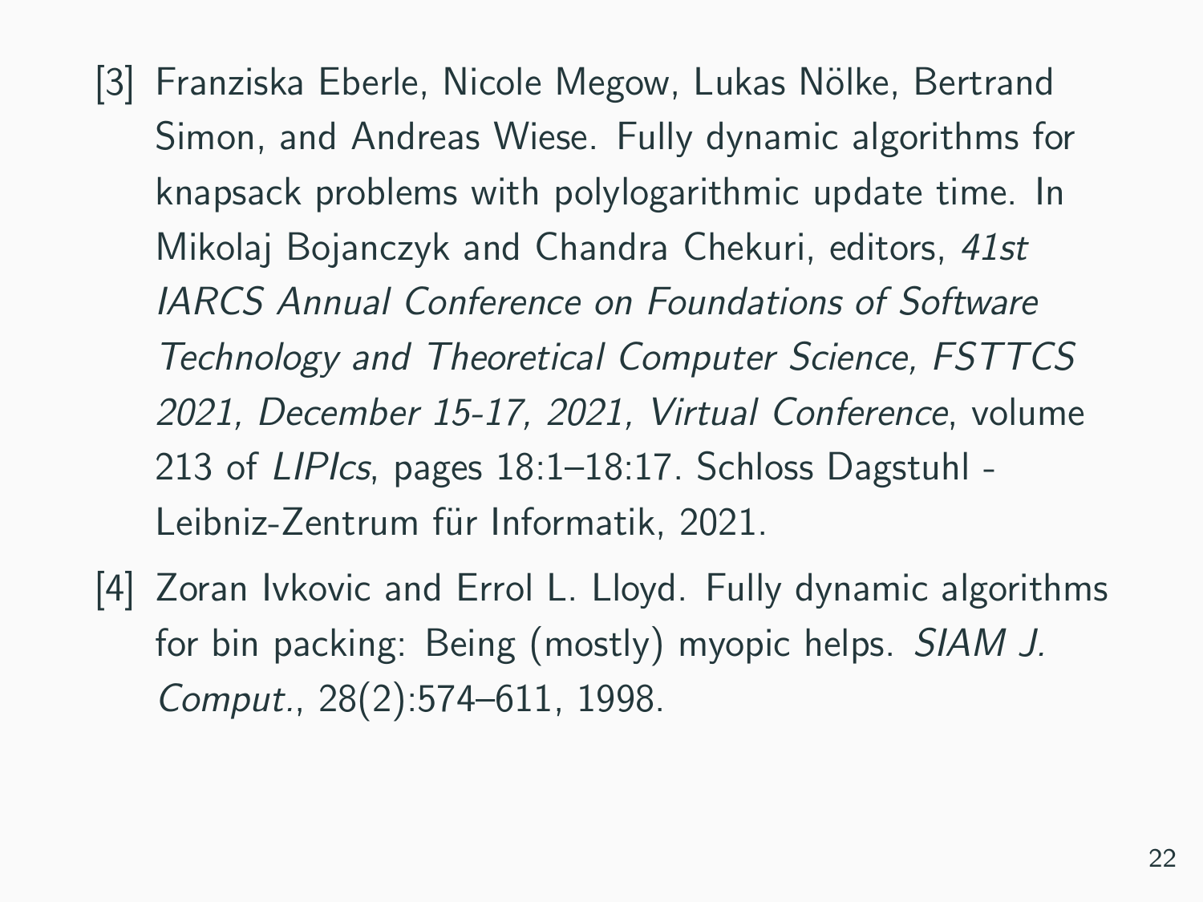[3] Franziska Eberle, Nicole Megow, Lukas Nölke, Bertrand Simon, and Andreas Wiese. Fully dynamic algorithms for knapsack problems with polylogarithmic update time. In Mikolaj Bojanczyk and Chandra Chekuri, editors, *41st IARCS Annual Conference on Foundations of Software Technology and Theoretical Computer Science, FSTTCS 2021, December 15-17, 2021, Virtual Conference*, volume 213 of *LIPIcs*, pages 18:1–18:17. Schloss Dagstuhl - Leibniz-Zentrum für Informatik, 2021.

[4] Zoran Ivkovic and Errol L. Lloyd. Fully dynamic algorithms for bin packing: Being (mostly) myopic helps. *SIAM J. Comput.*, 28(2):574–611, 1998.